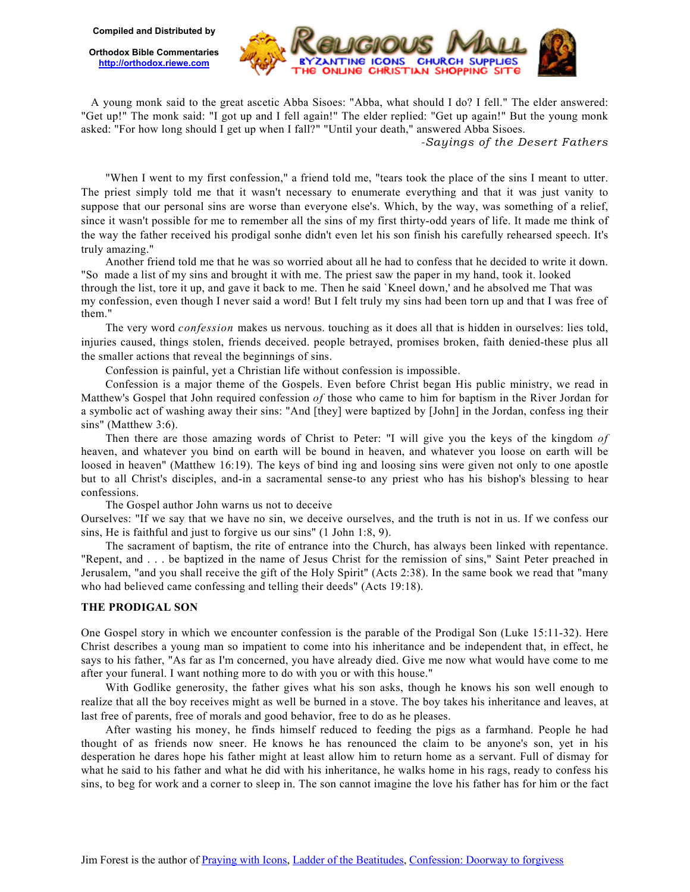Compiled and Distributed by

Orthodox Bible Commentaries
http://orthodox.riewe.com

A young monk said to the great ascetic Abba Sisoes: "Abba, what should I do? I fell." The elder answered: "Get up!" The monk said: "I got up and I fell again!" The elder replied: "Get up again!" But the young monk asked: "For how long should I get up when I fall?" "Until your death," answered Abba Sisoes.

*-Sayings of the Desert Fathers*

"When I went to my first confession," a friend told me, "tears took the place of the sins I meant to utter. The priest simply told me that it wasn't necessary to enumerate everything and that it was just vanity to suppose that our personal sins are worse than everyone else's. Which, by the way, was something of a relief, since it wasn't possible for me to remember all the sins of my first thirty-odd years of life. It made me think of the way the father received his prodigal sonhe didn't even let his son finish his carefully rehearsed speech. It's truly amazing."

Another friend told me that he was so worried about all he had to confess that he decided to write it down. "So made a list of my sins and brought it with me. The priest saw the paper in my hand, took it. looked through the list, tore it up, and gave it back to me. Then he said `Kneel down,' and he absolved me That was my confession, even though I never said a word! But I felt truly my sins had been torn up and that I was free of them."

The very word *confession* makes us nervous. touching as it does all that is hidden in ourselves: lies told, injuries caused, things stolen, friends deceived. people betrayed, promises broken, faith denied-these plus all the smaller actions that reveal the beginnings of sins.

Confession is painful, yet a Christian life without confession is impossible.

Confession is a major theme of the Gospels. Even before Christ began His public ministry, we read in Matthew's Gospel that John required confession *of* those who came to him for baptism in the River Jordan for a symbolic act of washing away their sins: "And [they] were baptized by [John] in the Jordan, confess ing their sins" (Matthew 3:6).

Then there are those amazing words of Christ to Peter: "I will give you the keys of the kingdom *of* heaven, and whatever you bind on earth will be bound in heaven, and whatever you loose on earth will be loosed in heaven" (Matthew 16:19). The keys of bind ing and loosing sins were given not only to one apostle but to all Christ's disciples, and-in a sacramental sense-to any priest who has his bishop's blessing to hear confessions.

The Gospel author John warns us not to deceive Ourselves: "If we say that we have no sin, we deceive ourselves, and the truth is not in us. If we confess our sins, He is faithful and just to forgive us our sins" (1 John 1:8, 9).

The sacrament of baptism, the rite of entrance into the Church, has always been linked with repentance. "Repent, and . . . be baptized in the name of Jesus Christ for the remission of sins," Saint Peter preached in Jerusalem, "and you shall receive the gift of the Holy Spirit" (Acts 2:38). In the same book we read that "many who had believed came confessing and telling their deeds" (Acts 19:18).

**THE PRODIGAL SON**

One Gospel story in which we encounter confession is the parable of the Prodigal Son (Luke 15:11-32). Here Christ describes a young man so impatient to come into his inheritance and be independent that, in effect, he says to his father, "As far as I'm concerned, you have already died. Give me now what would have come to me after your funeral. I want nothing more to do with you or with this house."

With Godlike generosity, the father gives what his son asks, though he knows his son well enough to realize that all the boy receives might as well be burned in a stove. The boy takes his inheritance and leaves, at last free of parents, free of morals and good behavior, free to do as he pleases.

After wasting his money, he finds himself reduced to feeding the pigs as a farmhand. People he had thought of as friends now sneer. He knows he has renounced the claim to be anyone's son, yet in his desperation he dares hope his father might at least allow him to return home as a servant. Full of dismay for what he said to his father and what he did with his inheritance, he walks home in his rags, ready to confess his sins, to beg for work and a corner to sleep in. The son cannot imagine the love his father has for him or the fact

Jim Forest is the author of Praying with Icons, Ladder of the Beatitudes, Confession: Doorway to forgivess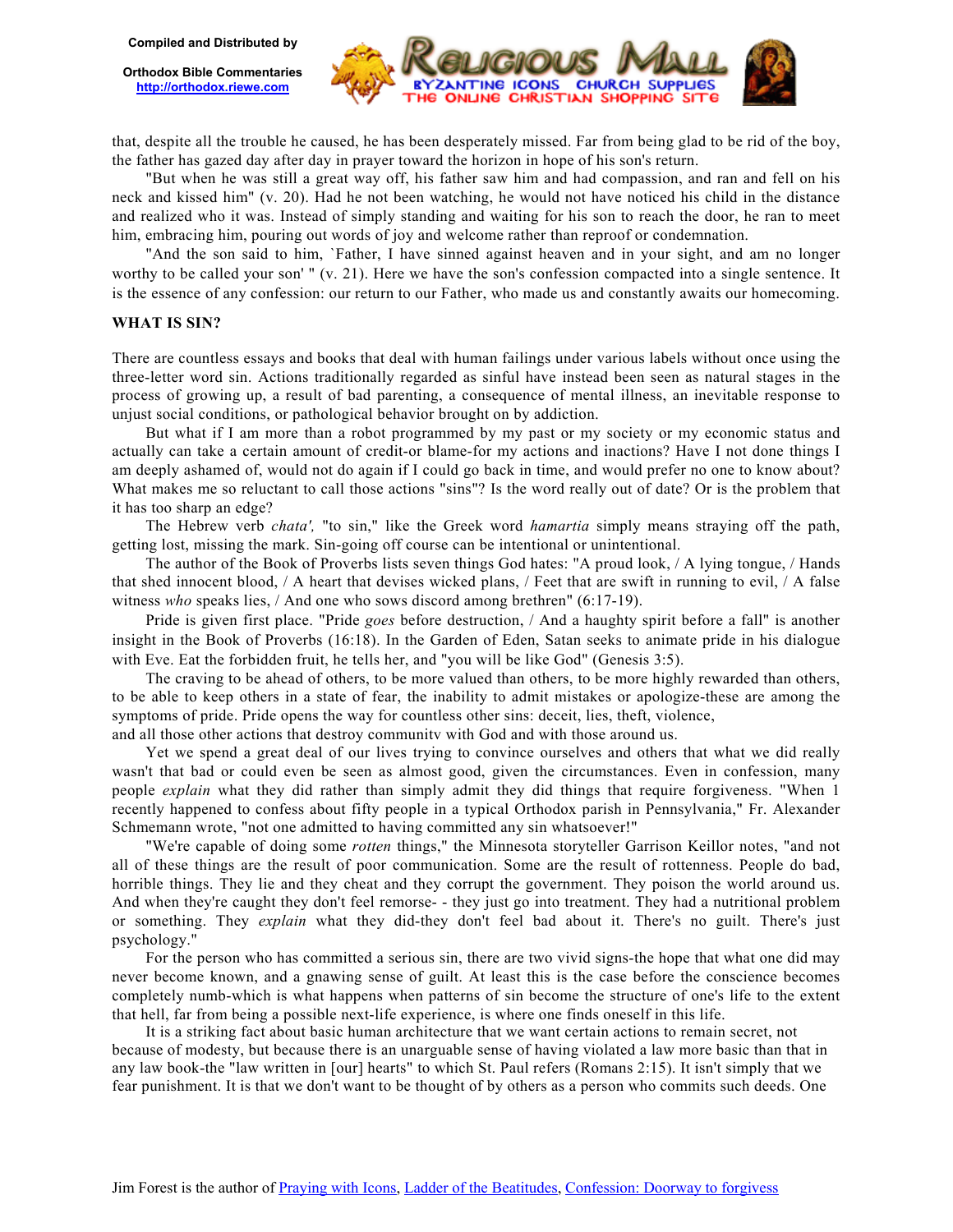that, despite all the trouble he caused, he has been desperately missed. Far from being glad to be rid of the boy, the father has gazed day after day in prayer toward the horizon in hope of his son's return.

"But when he was still a great way off, his father saw him and had compassion, and ran and fell on his neck and kissed him" (v. 20). Had he not been watching, he would not have noticed his child in the distance and realized who it was. Instead of simply standing and waiting for his son to reach the door, he ran to meet him, embracing him, pouring out words of joy and welcome rather than reproof or condemnation.

"And the son said to him, `Father, I have sinned against heaven and in your sight, and am no longer worthy to be called your son' " (v. 21). Here we have the son's confession compacted into a single sentence. It is the essence of any confession: our return to our Father, who made us and constantly awaits our homecoming.

**WHAT IS SIN?**

There are countless essays and books that deal with human failings under various labels without once using the three-letter word sin. Actions traditionally regarded as sinful have instead been seen as natural stages in the process of growing up, a result of bad parenting, a consequence of mental illness, an inevitable response to unjust social conditions, or pathological behavior brought on by addiction.

But what if I am more than a robot programmed by my past or my society or my economic status and actually can take a certain amount of credit-or blame-for my actions and inactions? Have I not done things I am deeply ashamed of, would not do again if I could go back in time, and would prefer no one to know about? What makes me so reluctant to call those actions "sins"? Is the word really out of date? Or is the problem that it has too sharp an edge?

The Hebrew verb *chata',* "to sin," like the Greek word *hamartia* simply means straying off the path, getting lost, missing the mark. Sin-going off course can be intentional or unintentional.

The author of the Book of Proverbs lists seven things God hates: "A proud look, / A lying tongue, / Hands that shed innocent blood, / A heart that devises wicked plans, / Feet that are swift in running to evil, / A false witness *who* speaks lies, / And one who sows discord among brethren" (6:17-19).

Pride is given first place. "Pride *goes* before destruction, / And a haughty spirit before a fall" is another insight in the Book of Proverbs (16:18). In the Garden of Eden, Satan seeks to animate pride in his dialogue with Eve. Eat the forbidden fruit, he tells her, and "you will be like God" (Genesis 3:5).

The craving to be ahead of others, to be more valued than others, to be more highly rewarded than others, to be able to keep others in a state of fear, the inability to admit mistakes or apologize-these are among the symptoms of pride. Pride opens the way for countless other sins: deceit, lies, theft, violence, and all those other actions that destroy community with God and with those around us.

Yet we spend a great deal of our lives trying to convince ourselves and others that what we did really wasn't that bad or could even be seen as almost good, given the circumstances. Even in confession, many people *explain* what they did rather than simply admit they did things that require forgiveness. "When 1 recently happened to confess about fifty people in a typical Orthodox parish in Pennsylvania," Fr. Alexander Schmemann wrote, "not one admitted to having committed any sin whatsoever!"

"We're capable of doing some *rotten* things," the Minnesota storyteller Garrison Keillor notes, "and not all of these things are the result of poor communication. Some are the result of rottenness. People do bad, horrible things. They lie and they cheat and they corrupt the government. They poison the world around us. And when they're caught they don't feel remorse- - they just go into treatment. They had a nutritional problem or something. They *explain* what they did-they don't feel bad about it. There's no guilt. There's just psychology."

For the person who has committed a serious sin, there are two vivid signs-the hope that what one did may never become known, and a gnawing sense of guilt. At least this is the case before the conscience becomes completely numb-which is what happens when patterns of sin become the structure of one's life to the extent that hell, far from being a possible next-life experience, is where one finds oneself in this life.

It is a striking fact about basic human architecture that we want certain actions to remain secret, not because of modesty, but because there is an unarguable sense of having violated a law more basic than that in any law book-the "law written in [our] hearts" to which St. Paul refers (Romans 2:15). It isn't simply that we fear punishment. It is that we don't want to be thought of by others as a person who commits such deeds. One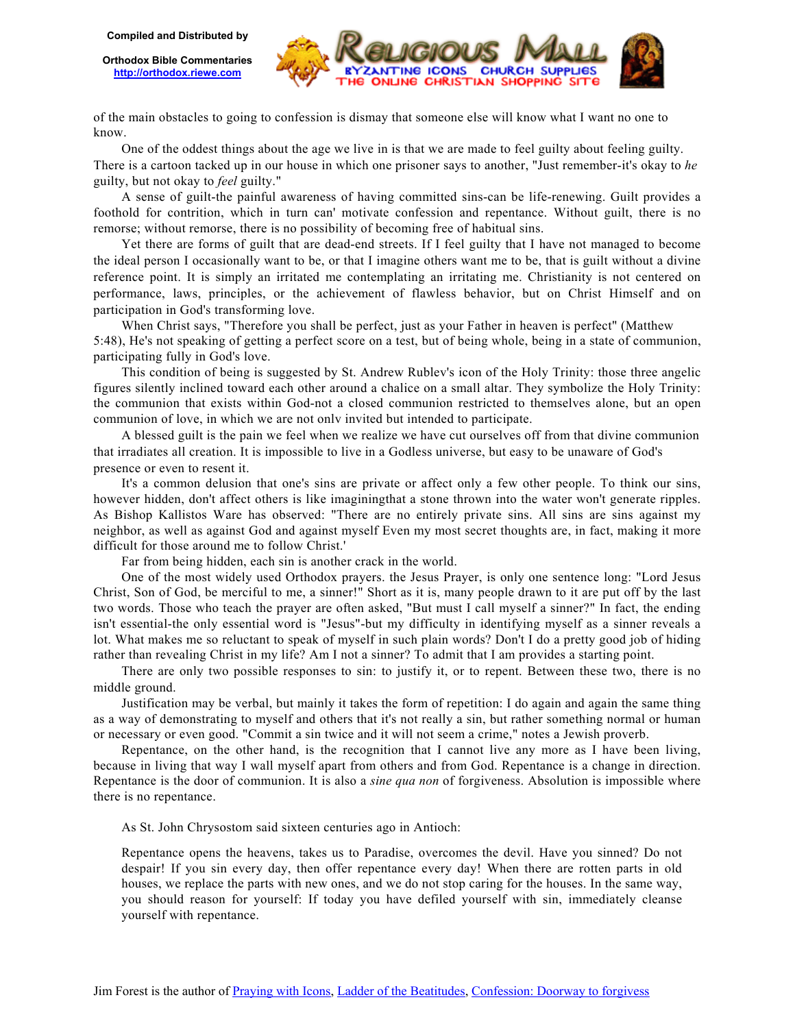of the main obstacles to going to confession is dismay that someone else will know what I want no one to know.

One of the oddest things about the age we live in is that we are made to feel guilty about feeling guilty. There is a cartoon tacked up in our house in which one prisoner says to another, "Just remember-it's okay to *he* guilty, but not okay to *feel* guilty."

A sense of guilt-the painful awareness of having committed sins-can be life-renewing. Guilt provides a foothold for contrition, which in turn can' motivate confession and repentance. Without guilt, there is no remorse; without remorse, there is no possibility of becoming free of habitual sins.

Yet there are forms of guilt that are dead-end streets. If I feel guilty that I have not managed to become the ideal person I occasionally want to be, or that I imagine others want me to be, that is guilt without a divine reference point. It is simply an irritated me contemplating an irritating me. Christianity is not centered on performance, laws, principles, or the achievement of flawless behavior, but on Christ Himself and on participation in God's transforming love.

When Christ says, "Therefore you shall be perfect, just as your Father in heaven is perfect" (Matthew 5:48), He's not speaking of getting a perfect score on a test, but of being whole, being in a state of communion, participating fully in God's love.

This condition of being is suggested by St. Andrew Rublev's icon of the Holy Trinity: those three angelic figures silently inclined toward each other around a chalice on a small altar. They symbolize the Holy Trinity: the communion that exists within God-not a closed communion restricted to themselves alone, but an open communion of love, in which we are not onlv invited but intended to participate.

A blessed guilt is the pain we feel when we realize we have cut ourselves off from that divine communion that irradiates all creation. It is impossible to live in a Godless universe, but easy to be unaware of God's presence or even to resent it.

It's a common delusion that one's sins are private or affect only a few other people. To think our sins, however hidden, don't affect others is like imaginingthat a stone thrown into the water won't generate ripples. As Bishop Kallistos Ware has observed: "There are no entirely private sins. All sins are sins against my neighbor, as well as against God and against myself Even my most secret thoughts are, in fact, making it more difficult for those around me to follow Christ.'

Far from being hidden, each sin is another crack in the world.

One of the most widely used Orthodox prayers. the Jesus Prayer, is only one sentence long: "Lord Jesus Christ, Son of God, be merciful to me, a sinner!" Short as it is, many people drawn to it are put off by the last two words. Those who teach the prayer are often asked, "But must I call myself a sinner?" In fact, the ending isn't essential-the only essential word is "Jesus"-but my difficulty in identifying myself as a sinner reveals a lot. What makes me so reluctant to speak of myself in such plain words? Don't I do a pretty good job of hiding rather than revealing Christ in my life? Am I not a sinner? To admit that I am provides a starting point.

There are only two possible responses to sin: to justify it, or to repent. Between these two, there is no middle ground.

Justification may be verbal, but mainly it takes the form of repetition: I do again and again the same thing as a way of demonstrating to myself and others that it's not really a sin, but rather something normal or human or necessary or even good. "Commit a sin twice and it will not seem a crime," notes a Jewish proverb.

Repentance, on the other hand, is the recognition that I cannot live any more as I have been living, because in living that way I wall myself apart from others and from God. Repentance is a change in direction. Repentance is the door of communion. It is also a *sine qua non* of forgiveness. Absolution is impossible where there is no repentance.

As St. John Chrysostom said sixteen centuries ago in Antioch:

> Repentance opens the heavens, takes us to Paradise, overcomes the devil. Have you sinned? Do not despair! If you sin every day, then offer repentance every day! When there are rotten parts in old houses, we replace the parts with new ones, and we do not stop caring for the houses. In the same way, you should reason for yourself: If today you have defiled yourself with sin, immediately cleanse yourself with repentance.

Jim Forest is the author of Praying with Icons, Ladder of the Beatitudes, Confession: Doorway to forgivess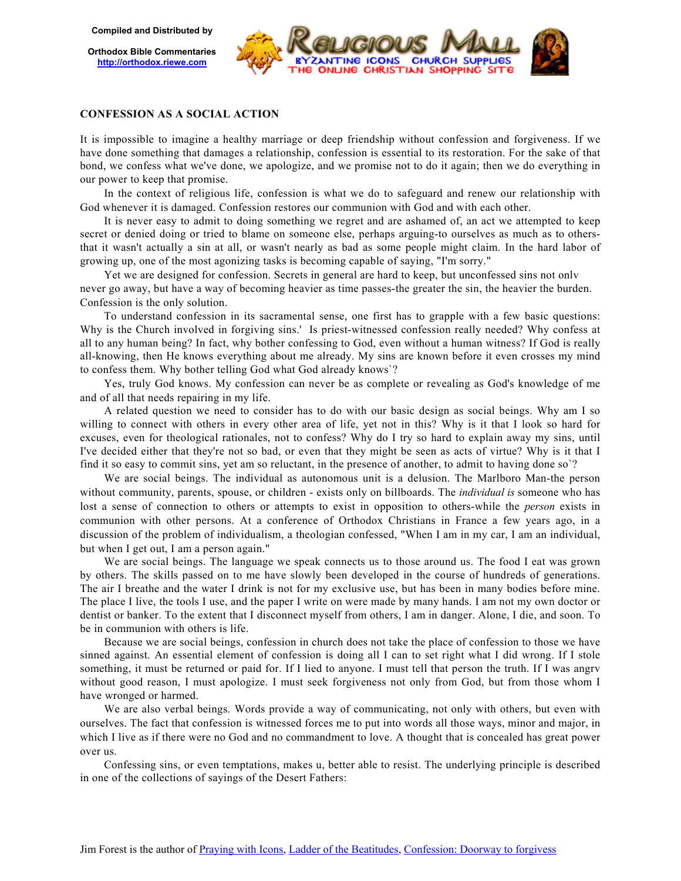## CONFESSION AS A SOCIAL ACTION

It is impossible to imagine a healthy marriage or deep friendship without confession and forgiveness. If we have done something that damages a relationship, confession is essential to its restoration. For the sake of that bond, we confess what we've done, we apologize, and we promise not to do it again; then we do everything in our power to keep that promise.

In the context of religious life, confession is what we do to safeguard and renew our relationship with God whenever it is damaged. Confession restores our communion with God and with each other.

It is never easy to admit to doing something we regret and are ashamed of, an act we attempted to keep secret or denied doing or tried to blame on someone else, perhaps arguing-to ourselves as much as to others-that it wasn't actually a sin at all, or wasn't nearly as bad as some people might claim. In the hard labor of growing up, one of the most agonizing tasks is becoming capable of saying, "I'm sorry."

Yet we are designed for confession. Secrets in general are hard to keep, but unconfessed sins not onlv never go away, but have a way of becoming heavier as time passes-the greater the sin, the heavier the burden. Confession is the only solution.

To understand confession in its sacramental sense, one first has to grapple with a few basic questions: Why is the Church involved in forgiving sins.' Is priest-witnessed confession really needed? Why confess at all to any human being? In fact, why bother confessing to God, even without a human witness? If God is really all-knowing, then He knows everything about me already. My sins are known before it even crosses my mind to confess them. Why bother telling God what God already knows`?

Yes, truly God knows. My confession can never be as complete or revealing as God's knowledge of me and of all that needs repairing in my life.

A related question we need to consider has to do with our basic design as social beings. Why am I so willing to connect with others in every other area of life, yet not in this? Why is it that I look so hard for excuses, even for theological rationales, not to confess? Why do I try so hard to explain away my sins, until I've decided either that they're not so bad, or even that they might be seen as acts of virtue? Why is it that I find it so easy to commit sins, yet am so reluctant, in the presence of another, to admit to having done so`?

We are social beings. The individual as autonomous unit is a delusion. The Marlboro Man-the person without community, parents, spouse, or children - exists only on billboards. The *individual is* someone who has lost a sense of connection to others or attempts to exist in opposition to others-while the *person* exists in communion with other persons. At a conference of Orthodox Christians in France a few years ago, in a discussion of the problem of individualism, a theologian confessed, "When I am in my car, I am an individual, but when I get out, I am a person again."

We are social beings. The language we speak connects us to those around us. The food I eat was grown by others. The skills passed on to me have slowly been developed in the course of hundreds of generations. The air I breathe and the water I drink is not for my exclusive use, but has been in many bodies before mine. The place I live, the tools I use, and the paper I write on were made by many hands. I am not my own doctor or dentist or banker. To the extent that I disconnect myself from others, I am in danger. Alone, I die, and soon. To be in communion with others is life.

Because we are social beings, confession in church does not take the place of confession to those we have sinned against. An essential element of confession is doing all I can to set right what I did wrong. If I stole something, it must be returned or paid for. If I lied to anyone. I must tell that person the truth. If I was angrv without good reason, I must apologize. I must seek forgiveness not only from God, but from those whom I have wronged or harmed.

We are also verbal beings. Words provide a way of communicating, not only with others, but even with ourselves. The fact that confession is witnessed forces me to put into words all those ways, minor and major, in which I live as if there were no God and no commandment to love. A thought that is concealed has great power over us.

Confessing sins, or even temptations, makes u, better able to resist. The underlying principle is described in one of the collections of sayings of the Desert Fathers: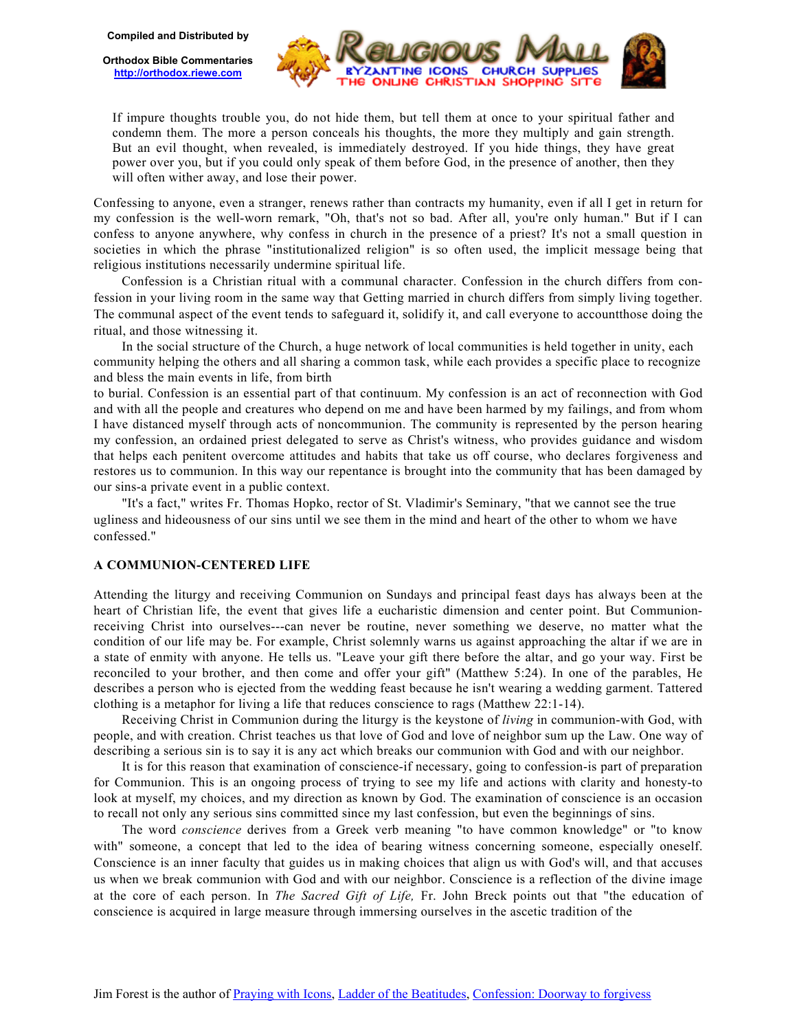> If impure thoughts trouble you, do not hide them, but tell them at once to your spiritual father and condemn them. The more a person conceals his thoughts, the more they multiply and gain strength. But an evil thought, when revealed, is immediately destroyed. If you hide things, they have great power over you, but if you could only speak of them before God, in the presence of another, then they will often wither away, and lose their power.

Confessing to anyone, even a stranger, renews rather than contracts my humanity, even if all I get in return for my confession is the well-worn remark, "Oh, that's not so bad. After all, you're only human." But if I can confess to anyone anywhere, why confess in church in the presence of a priest? It's not a small question in societies in which the phrase "institutionalized religion" is so often used, the implicit message being that religious institutions necessarily undermine spiritual life.

Confession is a Christian ritual with a communal character. Confession in the church differs from confession in your living room in the same way that Getting married in church differs from simply living together. The communal aspect of the event tends to safeguard it, solidify it, and call everyone to accountthose doing the ritual, and those witnessing it.

In the social structure of the Church, a huge network of local communities is held together in unity, each community helping the others and all sharing a common task, while each provides a specific place to recognize and bless the main events in life, from birth to burial. Confession is an essential part of that continuum. My confession is an act of reconnection with God and with all the people and creatures who depend on me and have been harmed by my failings, and from whom I have distanced myself through acts of noncommunion. The community is represented by the person hearing my confession, an ordained priest delegated to serve as Christ's witness, who provides guidance and wisdom that helps each penitent overcome attitudes and habits that take us off course, who declares forgiveness and restores us to communion. In this way our repentance is brought into the community that has been damaged by our sins-a private event in a public context.

"It's a fact," writes Fr. Thomas Hopko, rector of St. Vladimir's Seminary, "that we cannot see the true ugliness and hideousness of our sins until we see them in the mind and heart of the other to whom we have confessed."

**A COMMUNION-CENTERED LIFE**

Attending the liturgy and receiving Communion on Sundays and principal feast days has always been at the heart of Christian life, the event that gives life a eucharistic dimension and center point. But Communion-receiving Christ into ourselves---can never be routine, never something we deserve, no matter what the condition of our life may be. For example, Christ solemnly warns us against approaching the altar if we are in a state of enmity with anyone. He tells us. "Leave your gift there before the altar, and go your way. First be reconciled to your brother, and then come and offer your gift" (Matthew 5:24). In one of the parables, He describes a person who is ejected from the wedding feast because he isn't wearing a wedding garment. Tattered clothing is a metaphor for living a life that reduces conscience to rags (Matthew 22:1-14).

Receiving Christ in Communion during the liturgy is the keystone of *living* in communion-with God, with people, and with creation. Christ teaches us that love of God and love of neighbor sum up the Law. One way of describing a serious sin is to say it is any act which breaks our communion with God and with our neighbor.

It is for this reason that examination of conscience-if necessary, going to confession-is part of preparation for Communion. This is an ongoing process of trying to see my life and actions with clarity and honesty-to look at myself, my choices, and my direction as known by God. The examination of conscience is an occasion to recall not only any serious sins committed since my last confession, but even the beginnings of sins.

The word *conscience* derives from a Greek verb meaning "to have common knowledge" or "to know with" someone, a concept that led to the idea of bearing witness concerning someone, especially oneself. Conscience is an inner faculty that guides us in making choices that align us with God's will, and that accuses us when we break communion with God and with our neighbor. Conscience is a reflection of the divine image at the core of each person. In *The Sacred Gift of Life,* Fr. John Breck points out that "the education of conscience is acquired in large measure through immersing ourselves in the ascetic tradition of the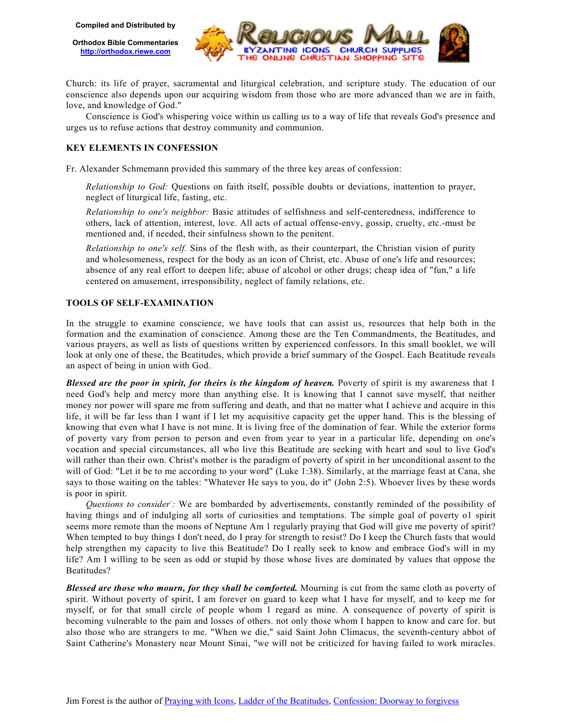Church: its life of prayer, sacramental and liturgical celebration, and scripture study. The education of our conscience also depends upon our acquiring wisdom from those who are more advanced than we are in faith, love, and knowledge of God."

Conscience is God's whispering voice within us calling us to a way of life that reveals God's presence and urges us to refuse actions that destroy community and communion.

**KEY ELEMENTS IN CONFESSION**

Fr. Alexander Schmemann provided this summary of the three key areas of confession:

> *Relationship to God:* Questions on faith itself, possible doubts or deviations, inattention to prayer, neglect of liturgical life, fasting, etc.
>
> *Relationship to one's neighbor:* Basic attitudes of selfishness and self-centeredness, indifference to others, lack of attention, interest, love. All acts of actual offense-envy, gossip, cruelty, etc.-must be mentioned and, if needed, their sinfulness shown to the penitent.
>
> *Relationship to one's self.* Sins of the flesh with, as their counterpart, the Christian vision of purity and wholesomeness, respect for the body as an icon of Christ, etc. Abuse of one's life and resources; absence of any real effort to deepen life; abuse of alcohol or other drugs; cheap idea of "fun," a life centered on amusement, irresponsibility, neglect of family relations, etc.

**TOOLS OF SELF-EXAMINATION**

In the struggle to examine conscience, we have tools that can assist us, resources that help both in the formation and the examination of conscience. Among these are the Ten Commandments, the Beatitudes, and various prayers, as well as lists of questions written by experienced confessors. In this small booklet, we will look at only one of these, the Beatitudes, which provide a brief summary of the Gospel. Each Beatitude reveals an aspect of being in union with God.

***Blessed are the poor in spirit, for theirs is the kingdom of heaven.*** Poverty of spirit is my awareness that 1 need God's help and mercy more than anything else. It is knowing that I cannot save myself, that neither money nor power will spare me from suffering and death, and that no matter what I achieve and acquire in this life, it will be far less than I want if I let my acquisitive capacity get the upper hand. This is the blessing of knowing that even what I have is not mine. It is living free of the domination of fear. While the exterior forms of poverty vary from person to person and even from year to year in a particular life, depending on one's vocation and special circumstances, all who live this Beatitude are seeking with heart and soul to live God's will rather than their own. Christ's mother is the paradigm of poverty of spirit in her unconditional assent to the will of God: "Let it be to me according to your word" (Luke 1:38). Similarly, at the marriage feast at Cana, she says to those waiting on the tables: "Whatever He says to you, do it" (John 2:5). Whoever lives by these words is poor in spirit.

*Questions to consider:* We are bombarded by advertisements, constantly reminded of the possibility of having things and of indulging all sorts of curiosities and temptations. The simple goal of poverty o1 spirit seems more remote than the moons of Neptune Am 1 regularly praying that God will give me poverty of spirit? When tempted to buy things I don't need, do I pray for strength to resist? Do I keep the Church fasts that would help strengthen my capacity to live this Beatitude? Do I really seek to know and embrace God's will in my life? Am I willing to be seen as odd or stupid by those whose lives are dominated by values that oppose the Beatitudes?

***Blessed are those who mourn, for they shall be comforted.*** Mourning is cut from the same cloth as poverty of spirit. Without poverty of spirit, I am forever on guard to keep what I have for myself, and to keep me for myself, or for that small circle of people whom 1 regard as mine. A consequence of poverty of spirit is becoming vulnerable to the pain and losses of others. not only those whom I happen to know and care for. but also those who are strangers to me. "When we die," said Saint John Climacus, the seventh-century abbot of Saint Catherine's Monastery near Mount Sinai, "we will not be criticized for having failed to work miracles.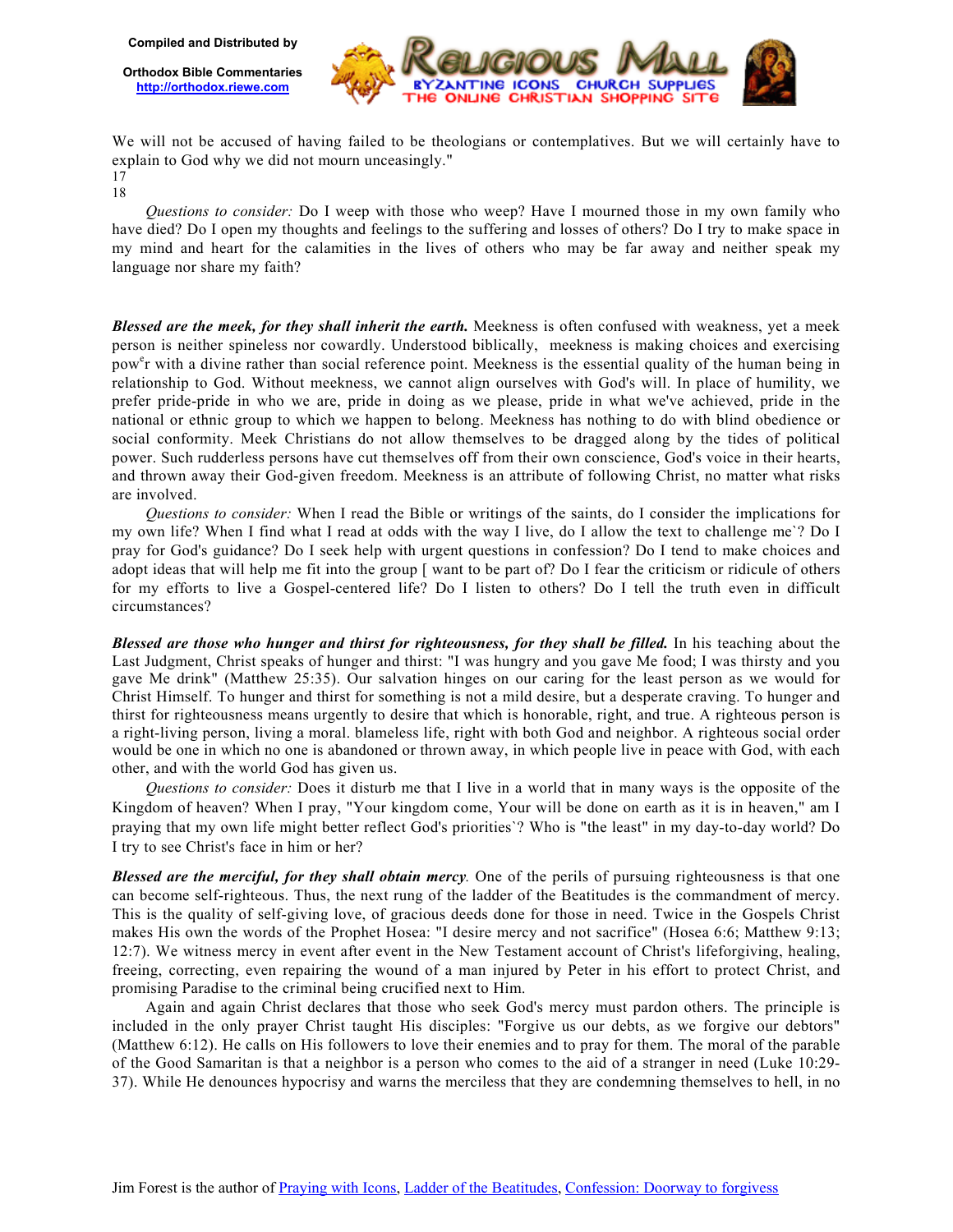We will not be accused of having failed to be theologians or contemplatives. But we will certainly have to explain to God why we did not mourn unceasingly."

17

18

*Questions to consider:* Do I weep with those who weep? Have I mourned those in my own family who have died? Do I open my thoughts and feelings to the suffering and losses of others? Do I try to make space in my mind and heart for the calamities in the lives of others who may be far away and neither speak my language nor share my faith?

***Blessed are the meek, for they shall inherit the earth.*** Meekness is often confused with weakness, yet a meek person is neither spineless nor cowardly. Understood biblically, meekness is making choices and exercising powᵉr with a divine rather than social reference point. Meekness is the essential quality of the human being in relationship to God. Without meekness, we cannot align ourselves with God's will. In place of humility, we prefer pride-pride in who we are, pride in doing as we please, pride in what we've achieved, pride in the national or ethnic group to which we happen to belong. Meekness has nothing to do with blind obedience or social conformity. Meek Christians do not allow themselves to be dragged along by the tides of political power. Such rudderless persons have cut themselves off from their own conscience, God's voice in their hearts, and thrown away their God-given freedom. Meekness is an attribute of following Christ, no matter what risks are involved.

*Questions to consider:* When I read the Bible or writings of the saints, do I consider the implications for my own life? When I find what I read at odds with the way I live, do I allow the text to challenge me`? Do I pray for God's guidance? Do I seek help with urgent questions in confession? Do I tend to make choices and adopt ideas that will help me fit into the group [ want to be part of? Do I fear the criticism or ridicule of others for my efforts to live a Gospel-centered life? Do I listen to others? Do I tell the truth even in difficult circumstances?

***Blessed are those who hunger and thirst for righteousness, for they shall be filled.*** In his teaching about the Last Judgment, Christ speaks of hunger and thirst: "I was hungry and you gave Me food; I was thirsty and you gave Me drink" (Matthew 25:35). Our salvation hinges on our caring for the least person as we would for Christ Himself. To hunger and thirst for something is not a mild desire, but a desperate craving. To hunger and thirst for righteousness means urgently to desire that which is honorable, right, and true. A righteous person is a right-living person, living a moral. blameless life, right with both God and neighbor. A righteous social order would be one in which no one is abandoned or thrown away, in which people live in peace with God, with each other, and with the world God has given us.

*Questions to consider:* Does it disturb me that I live in a world that in many ways is the opposite of the Kingdom of heaven? When I pray, "Your kingdom come, Your will be done on earth as it is in heaven," am I praying that my own life might better reflect God's priorities`? Who is "the least" in my day-to-day world? Do I try to see Christ's face in him or her?

***Blessed are the merciful, for they shall obtain mercy.*** One of the perils of pursuing righteousness is that one can become self-righteous. Thus, the next rung of the ladder of the Beatitudes is the commandment of mercy. This is the quality of self-giving love, of gracious deeds done for those in need. Twice in the Gospels Christ makes His own the words of the Prophet Hosea: "I desire mercy and not sacrifice" (Hosea 6:6; Matthew 9:13; 12:7). We witness mercy in event after event in the New Testament account of Christ's lifeforgiving, healing, freeing, correcting, even repairing the wound of a man injured by Peter in his effort to protect Christ, and promising Paradise to the criminal being crucified next to Him.

Again and again Christ declares that those who seek God's mercy must pardon others. The principle is included in the only prayer Christ taught His disciples: "Forgive us our debts, as we forgive our debtors" (Matthew 6:12). He calls on His followers to love their enemies and to pray for them. The moral of the parable of the Good Samaritan is that a neighbor is a person who comes to the aid of a stranger in need (Luke 10:29-37). While He denounces hypocrisy and warns the merciless that they are condemning themselves to hell, in no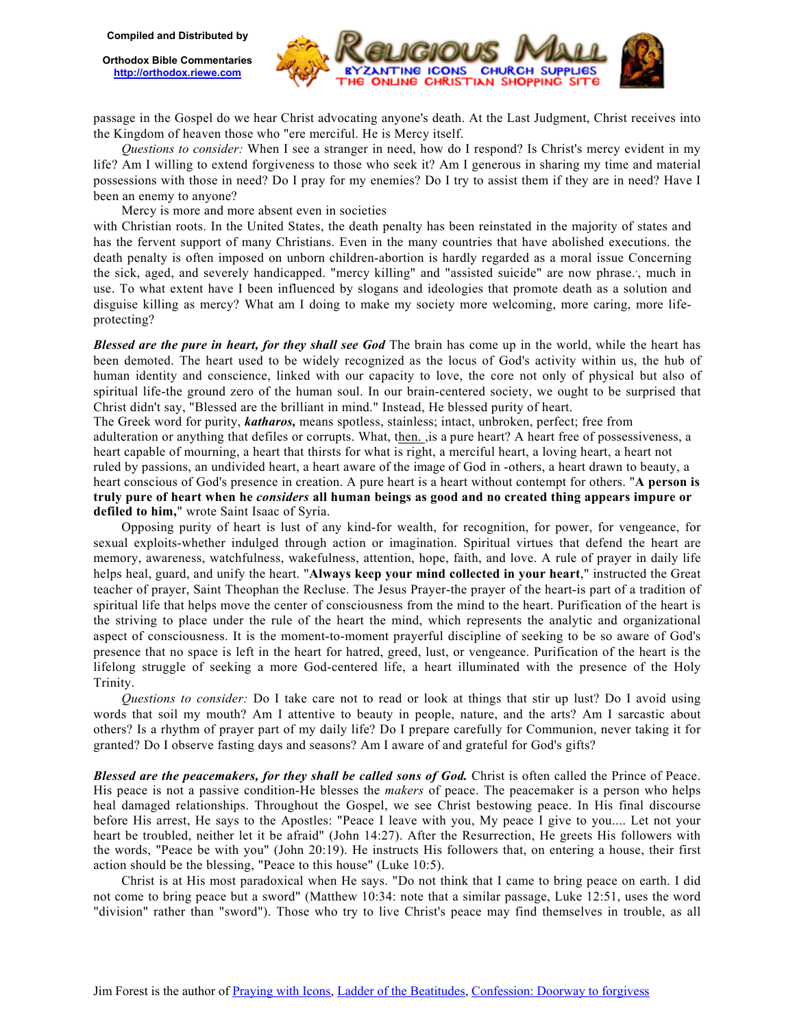passage in the Gospel do we hear Christ advocating anyone's death. At the Last Judgment, Christ receives into the Kingdom of heaven those who "ere merciful. He is Mercy itself.

*Questions to consider:* When I see a stranger in need, how do I respond? Is Christ's mercy evident in my life? Am I willing to extend forgiveness to those who seek it? Am I generous in sharing my time and material possessions with those in need? Do I pray for my enemies? Do I try to assist them if they are in need? Have I been an enemy to anyone?

Mercy is more and more absent even in societies with Christian roots. In the United States, the death penalty has been reinstated in the majority of states and has the fervent support of many Christians. Even in the many countries that have abolished executions. the death penalty is often imposed on unborn children-abortion is hardly regarded as a moral issue Concerning the sick, aged, and severely handicapped. "mercy killing" and "assisted suicide" are now phrase.·, much in use. To what extent have I been influenced by slogans and ideologies that promote death as a solution and disguise killing as mercy? What am I doing to make my society more welcoming, more caring, more life-protecting?

***Blessed are the pure in heart, for they shall see God*** The brain has come up in the world, while the heart has been demoted. The heart used to be widely recognized as the locus of God's activity within us, the hub of human identity and conscience, linked with our capacity to love, the core not only of physical but also of spiritual life-the ground zero of the human soul. In our brain-centered society, we ought to be surprised that Christ didn't say, "Blessed are the brilliant in mind." Instead, He blessed purity of heart.

The Greek word for purity, ***katharos,*** means spotless, stainless; intact, unbroken, perfect; free from adulteration or anything that defiles or corrupts. What, then. ,is a pure heart? A heart free of possessiveness, a heart capable of mourning, a heart that thirsts for what is right, a merciful heart, a loving heart, a heart not ruled by passions, an undivided heart, a heart aware of the image of God in -others, a heart drawn to beauty, a heart conscious of God's presence in creation. A pure heart is a heart without contempt for others. "**A person is truly pure of heart when he *considers* all human beings as good and no created thing appears impure or defiled to him,**" wrote Saint Isaac of Syria.

Opposing purity of heart is lust of any kind-for wealth, for recognition, for power, for vengeance, for sexual exploits-whether indulged through action or imagination. Spiritual virtues that defend the heart are memory, awareness, watchfulness, wakefulness, attention, hope, faith, and love. A rule of prayer in daily life helps heal, guard, and unify the heart. "**Always keep your mind collected in your heart**," instructed the Great teacher of prayer, Saint Theophan the Recluse. The Jesus Prayer-the prayer of the heart-is part of a tradition of spiritual life that helps move the center of consciousness from the mind to the heart. Purification of the heart is the striving to place under the rule of the heart the mind, which represents the analytic and organizational aspect of consciousness. It is the moment-to-moment prayerful discipline of seeking to be so aware of God's presence that no space is left in the heart for hatred, greed, lust, or vengeance. Purification of the heart is the lifelong struggle of seeking a more God-centered life, a heart illuminated with the presence of the Holy Trinity.

*Questions to consider:* Do I take care not to read or look at things that stir up lust? Do I avoid using words that soil my mouth? Am I attentive to beauty in people, nature, and the arts? Am I sarcastic about others? Is a rhythm of prayer part of my daily life? Do I prepare carefully for Communion, never taking it for granted? Do I observe fasting days and seasons? Am I aware of and grateful for God's gifts?

***Blessed are the peacemakers, for they shall be called sons of God.*** Christ is often called the Prince of Peace. His peace is not a passive condition-He blesses the *makers* of peace. The peacemaker is a person who helps heal damaged relationships. Throughout the Gospel, we see Christ bestowing peace. In His final discourse before His arrest, He says to the Apostles: "Peace I leave with you, My peace I give to you.... Let not your heart be troubled, neither let it be afraid" (John 14:27). After the Resurrection, He greets His followers with the words, "Peace be with you" (John 20:19). He instructs His followers that, on entering a house, their first action should be the blessing, "Peace to this house" (Luke 10:5).

Christ is at His most paradoxical when He says. "Do not think that I came to bring peace on earth. I did not come to bring peace but a sword" (Matthew 10:34: note that a similar passage, Luke 12:51, uses the word "division" rather than "sword"). Those who try to live Christ's peace may find themselves in trouble, as all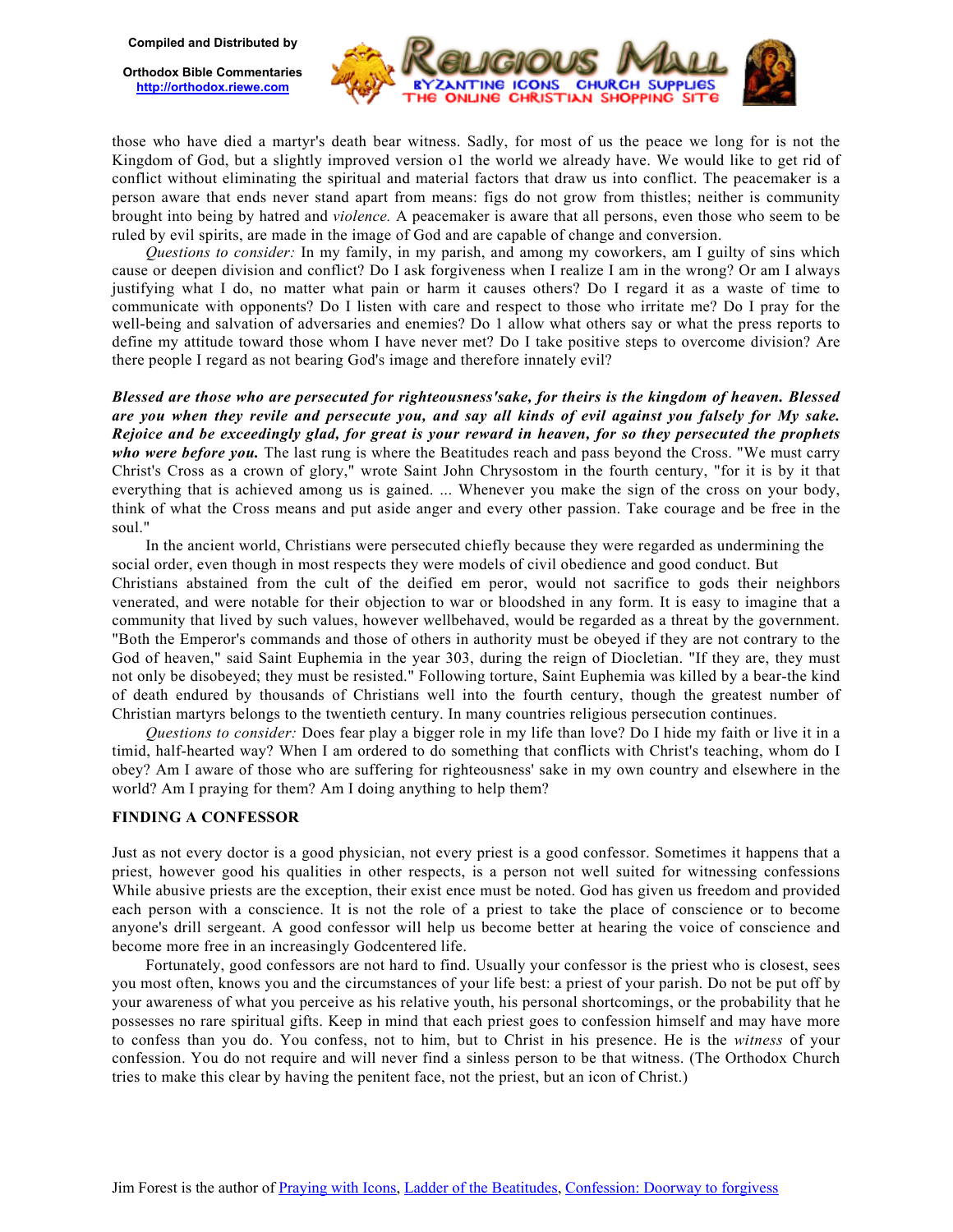those who have died a martyr's death bear witness. Sadly, for most of us the peace we long for is not the Kingdom of God, but a slightly improved version o1 the world we already have. We would like to get rid of conflict without eliminating the spiritual and material factors that draw us into conflict. The peacemaker is a person aware that ends never stand apart from means: figs do not grow from thistles; neither is community brought into being by hatred and *violence.* A peacemaker is aware that all persons, even those who seem to be ruled by evil spirits, are made in the image of God and are capable of change and conversion.

*Questions to consider:* In my family, in my parish, and among my coworkers, am I guilty of sins which cause or deepen division and conflict? Do I ask forgiveness when I realize I am in the wrong? Or am I always justifying what I do, no matter what pain or harm it causes others? Do I regard it as a waste of time to communicate with opponents? Do I listen with care and respect to those who irritate me? Do I pray for the well-being and salvation of adversaries and enemies? Do 1 allow what others say or what the press reports to define my attitude toward those whom I have never met? Do I take positive steps to overcome division? Are there people I regard as not bearing God's image and therefore innately evil?

***Blessed are those who are persecuted for righteousness'sake, for theirs is the kingdom of heaven. Blessed are you when they revile and persecute you, and say all kinds of evil against you falsely for My sake. Rejoice and be exceedingly glad, for great is your reward in heaven, for so they persecuted the prophets who were before you.*** The last rung is where the Beatitudes reach and pass beyond the Cross. "We must carry Christ's Cross as a crown of glory," wrote Saint John Chrysostom in the fourth century, "for it is by it that everything that is achieved among us is gained. ... Whenever you make the sign of the cross on your body, think of what the Cross means and put aside anger and every other passion. Take courage and be free in the soul."

In the ancient world, Christians were persecuted chiefly because they were regarded as undermining the social order, even though in most respects they were models of civil obedience and good conduct. But Christians abstained from the cult of the deified em peror, would not sacrifice to gods their neighbors venerated, and were notable for their objection to war or bloodshed in any form. It is easy to imagine that a community that lived by such values, however wellbehaved, would be regarded as a threat by the government. "Both the Emperor's commands and those of others in authority must be obeyed if they are not contrary to the God of heaven," said Saint Euphemia in the year 303, during the reign of Diocletian. "If they are, they must not only be disobeyed; they must be resisted." Following torture, Saint Euphemia was killed by a bear-the kind of death endured by thousands of Christians well into the fourth century, though the greatest number of Christian martyrs belongs to the twentieth century. In many countries religious persecution continues.

*Questions to consider:* Does fear play a bigger role in my life than love? Do I hide my faith or live it in a timid, half-hearted way? When I am ordered to do something that conflicts with Christ's teaching, whom do I obey? Am I aware of those who are suffering for righteousness' sake in my own country and elsewhere in the world? Am I praying for them? Am I doing anything to help them?

## FINDING A CONFESSOR

Just as not every doctor is a good physician, not every priest is a good confessor. Sometimes it happens that a priest, however good his qualities in other respects, is a person not well suited for witnessing confessions While abusive priests are the exception, their exist ence must be noted. God has given us freedom and provided each person with a conscience. It is not the role of a priest to take the place of conscience or to become anyone's drill sergeant. A good confessor will help us become better at hearing the voice of conscience and become more free in an increasingly Godcentered life.

Fortunately, good confessors are not hard to find. Usually your confessor is the priest who is closest, sees you most often, knows you and the circumstances of your life best: a priest of your parish. Do not be put off by your awareness of what you perceive as his relative youth, his personal shortcomings, or the probability that he possesses no rare spiritual gifts. Keep in mind that each priest goes to confession himself and may have more to confess than you do. You confess, not to him, but to Christ in his presence. He is the *witness* of your confession. You do not require and will never find a sinless person to be that witness. (The Orthodox Church tries to make this clear by having the penitent face, not the priest, but an icon of Christ.)

Jim Forest is the author of Praying with Icons, Ladder of the Beatitudes, Confession: Doorway to forgivess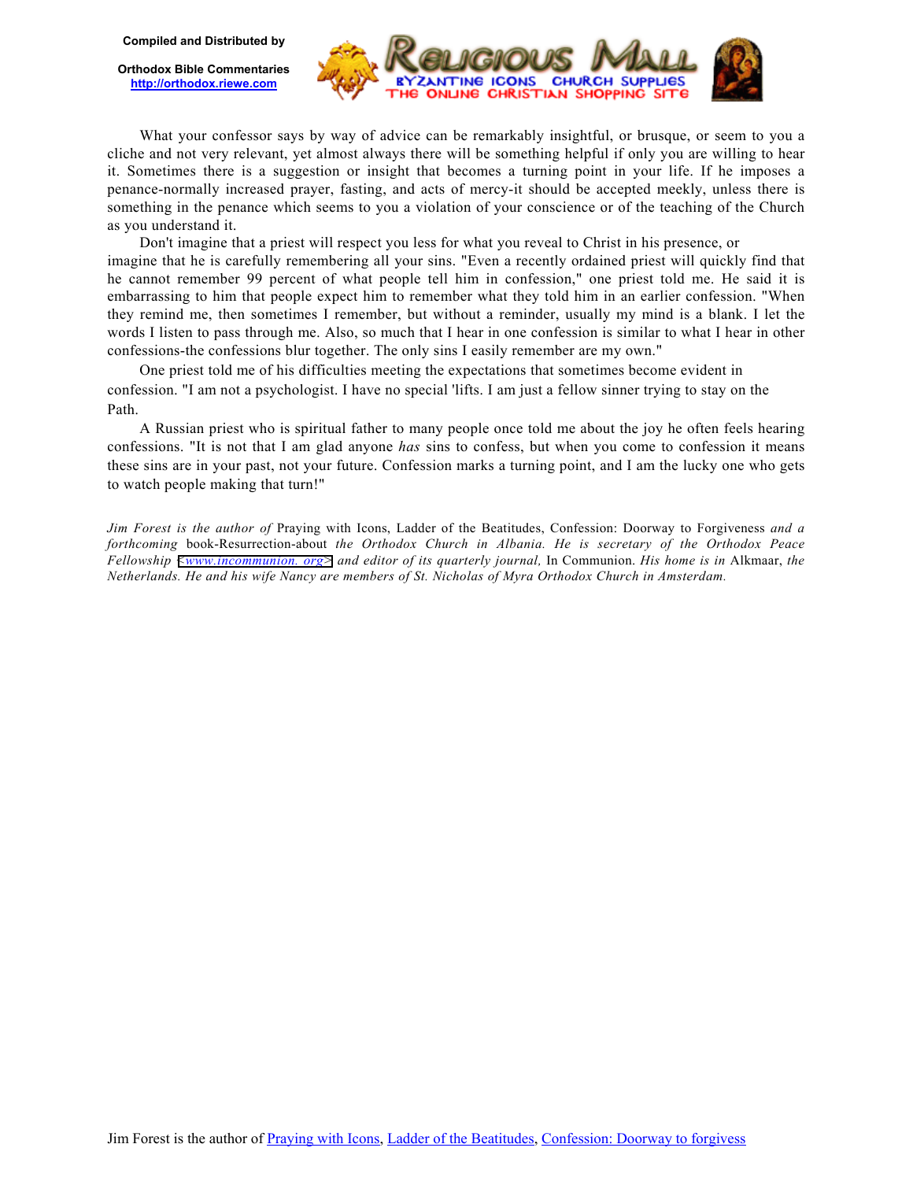What your confessor says by way of advice can be remarkably insightful, or brusque, or seem to you a cliche and not very relevant, yet almost always there will be something helpful if only you are willing to hear it. Sometimes there is a suggestion or insight that becomes a turning point in your life. If he imposes a penance-normally increased prayer, fasting, and acts of mercy-it should be accepted meekly, unless there is something in the penance which seems to you a violation of your conscience or of the teaching of the Church as you understand it.

Don't imagine that a priest will respect you less for what you reveal to Christ in his presence, or imagine that he is carefully remembering all your sins. "Even a recently ordained priest will quickly find that he cannot remember 99 percent of what people tell him in confession," one priest told me. He said it is embarrassing to him that people expect him to remember what they told him in an earlier confession. "When they remind me, then sometimes I remember, but without a reminder, usually my mind is a blank. I let the words I listen to pass through me. Also, so much that I hear in one confession is similar to what I hear in other confessions-the confessions blur together. The only sins I easily remember are my own."

One priest told me of his difficulties meeting the expectations that sometimes become evident in confession. "I am not a psychologist. I have no special 'lifts. I am just a fellow sinner trying to stay on the Path.

A Russian priest who is spiritual father to many people once told me about the joy he often feels hearing confessions. "It is not that I am glad anyone *has* sins to confess, but when you come to confession it means these sins are in your past, not your future. Confession marks a turning point, and I am the lucky one who gets to watch people making that turn!"

*Jim Forest is the author of* Praying with Icons, Ladder of the Beatitudes, Confession: Doorway to Forgiveness *and a forthcoming* book-Resurrection-about *the Orthodox Church in Albania. He is secretary of the Orthodox Peace Fellowship <www.incommunion. org> and editor of its quarterly journal,* In Communion. *His home is in* Alkmaar, *the Netherlands. He and his wife Nancy are members of St. Nicholas of Myra Orthodox Church in Amsterdam.*

Jim Forest is the author of Praying with Icons, Ladder of the Beatitudes, Confession: Doorway to forgivess